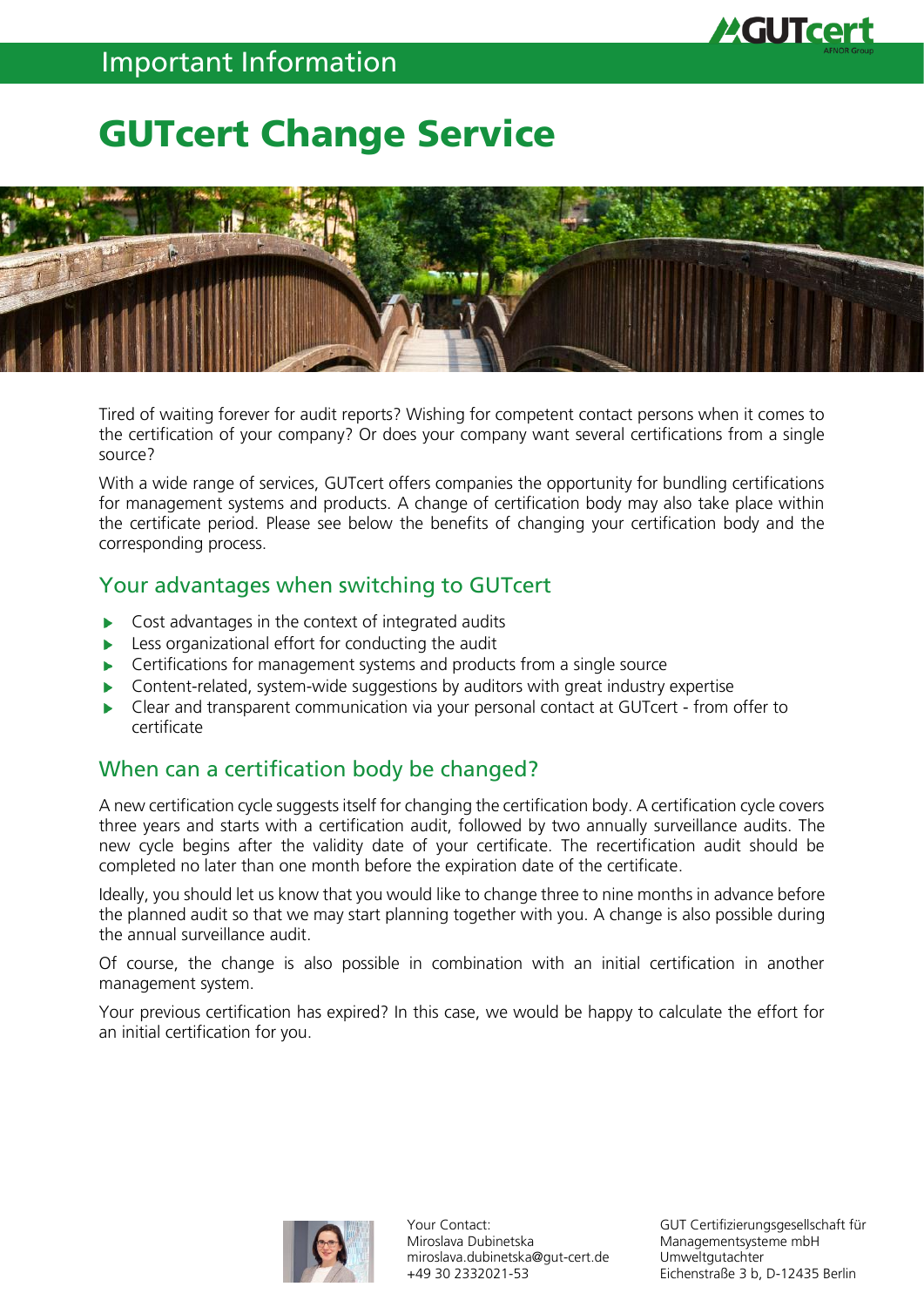Important Information

# GUTcert Change Service

Tired of waiting forever for audit reports? Wishing for competent contact persons when it comes to the certification of your company? Or does your company want several certifications from a single source?

With a wide range of services, GUTcert offers companies the opportunity for bundling certifications for management systems and products. A change of certification body may also take place within the certificate period. Please see below the benefits of changing your certification body and the corresponding process.

## Your advantages when switching to GUTcert

- Cost advantages in the context of integrated audits
- Less organizational effort for conducting the audit
- Certifications for management systems and products from a single source
- Content-related, system-wide suggestions by auditors with great industry expertise
- Clear and transparent communication via your personal contact at GUTcert - from offer to certificate

## When can a certification body be changed?

A new certification cycle suggests itself for changing the certification body. A certification cycle covers three years and starts with a certification audit, followed by two annually surveillance audits. The new cycle begins after the validity date of your certificate. The recertification audit should be completed no later than one month before the expiration date of the certificate.

Ideally, you should let us know that you would like to change three to nine months in advance before the planned audit so that we may start planning together with you. A change is also possible during the annual surveillance audit.

Of course, the change is also possible in combination with an initial certification in another management system.

Your previous certification has expired? In this case, we would be happy to calculate the effort for an initial certification for you.

Your Contact:
Miroslava Dubinetska
miroslava.dubinetska@gut-cert.de
+49 30 2332021-53

GUT Certifizierungsgesellschaft für Managementsysteme mbH
Umweltgutachter
Eichenstraße 3 b, D-12435 Berlin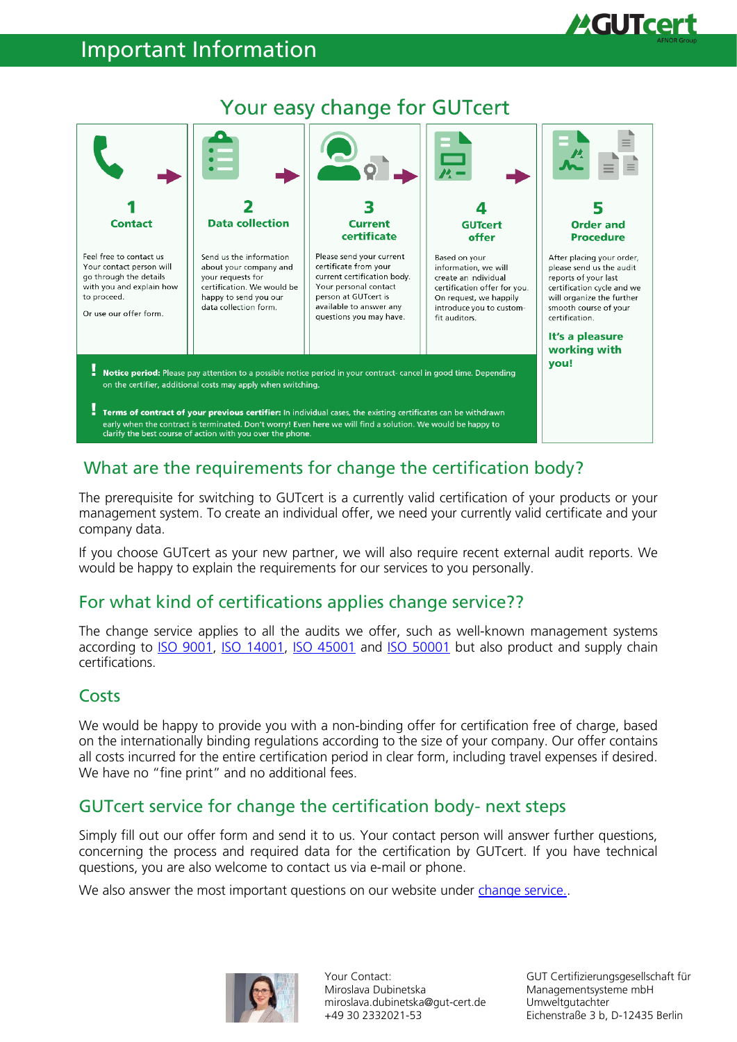# Important Information

## Your easy change for GUTcert

**1 Contact**

Feel free to contact us Your contact person will go through the details with you and explain how to proceed.

Or use our offer form.

**2 Data collection**

Send us the information about your company and your requests for certification. We would be happy to send you our data collection form.

**3 Current certificate**

Please send your current certificate from your current certification body. Your personal contact person at GUTcert is available to answer any questions you may have.

**4 GUTcert offer**

Based on your information, we will create an ndividual certification offer for you. On request, we happily introduce you to custom-fit auditors.

**5 Order and Procedure**

After placing your order, please send us the audit reports of your last certification cycle and we will organize the further smooth course of your certification.

**It's a pleasure working with you!**

**! Notice period:** Please pay attention to a possible notice period in your contract- cancel in good time. Depending on the certifier, additional costs may apply when switching.

**! Terms of contract of your previous certifier:** In individual cases, the existing certificates can be withdrawn early when the contract is terminated. Don't worry! Even here we will find a solution. We would be happy to clarify the best course of action with you over the phone.

## What are the requirements for change the certification body?

The prerequisite for switching to GUTcert is a currently valid certification of your products or your management system. To create an individual offer, we need your currently valid certificate and your company data.

If you choose GUTcert as your new partner, we will also require recent external audit reports. We would be happy to explain the requirements for our services to you personally.

## For what kind of certifications applies change service??

The change service applies to all the audits we offer, such as well-known management systems according to ISO 9001, ISO 14001, ISO 45001 and ISO 50001 but also product and supply chain certifications.

## Costs

We would be happy to provide you with a non-binding offer for certification free of charge, based on the internationally binding regulations according to the size of your company. Our offer contains all costs incurred for the entire certification period in clear form, including travel expenses if desired. We have no "fine print" and no additional fees.

## GUTcert service for change the certification body- next steps

Simply fill out our offer form and send it to us. Your contact person will answer further questions, concerning the process and required data for the certification by GUTcert. If you have technical questions, you are also welcome to contact us via e-mail or phone.

We also answer the most important questions on our website under change service..

Your Contact:
Miroslava Dubinetska
miroslava.dubinetska@gut-cert.de
+49 30 2332021-53

GUT Certifizierungsgesellschaft für Managementsysteme mbH
Umweltgutachter
Eichenstraße 3 b, D-12435 Berlin